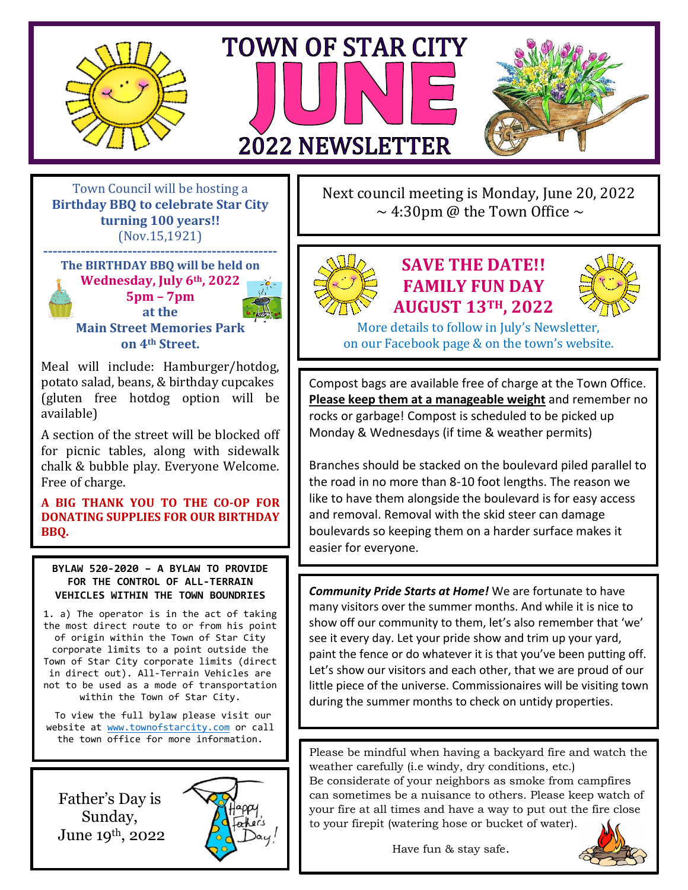# TOWN OF STAR CITY JUNE 2022 NEWSLETTER

Town Council will be hosting a **Birthday BBQ to celebrate Star City turning 100 years!!** (Nov.15,1921)

---

**The BIRTHDAY BBQ will be held on Wednesday, July 6th, 2022 5pm – 7pm at the Main Street Memories Park on 4th Street.**

Meal will include: Hamburger/hotdog, potato salad, beans, & birthday cupcakes (gluten free hotdog option will be available)

A section of the street will be blocked off for picnic tables, along with sidewalk chalk & bubble play. Everyone Welcome. Free of charge.

**A BIG THANK YOU TO THE CO-OP FOR DONATING SUPPLIES FOR OUR BIRTHDAY BBQ.**

**BYLAW 520-2020 – A BYLAW TO PROVIDE FOR THE CONTROL OF ALL-TERRAIN VEHICLES WITHIN THE TOWN BOUNDRIES**

1. a) The operator is in the act of taking the most direct route to or from his point of origin within the Town of Star City corporate limits to a point outside the Town of Star City corporate limits (direct in direct out). All-Terrain Vehicles are not to be used as a mode of transportation within the Town of Star City.

To view the full bylaw please visit our website at www.townofstarcity.com or call the town office for more information.

Father's Day is Sunday, June 19th, 2022

Next council meeting is Monday, June 20, 2022 ~ 4:30pm @ the Town Office ~

## SAVE THE DATE!! FAMILY FUN DAY AUGUST 13TH, 2022

More details to follow in July's Newsletter, on our Facebook page & on the town's website.

Compost bags are available free of charge at the Town Office. **Please keep them at a manageable weight** and remember no rocks or garbage! Compost is scheduled to be picked up Monday & Wednesdays (if time & weather permits)

Branches should be stacked on the boulevard piled parallel to the road in no more than 8-10 foot lengths. The reason we like to have them alongside the boulevard is for easy access and removal. Removal with the skid steer can damage boulevards so keeping them on a harder surface makes it easier for everyone.

***Community Pride Starts at Home!*** We are fortunate to have many visitors over the summer months. And while it is nice to show off our community to them, let's also remember that 'we' see it every day. Let your pride show and trim up your yard, paint the fence or do whatever it is that you've been putting off. Let's show our visitors and each other, that we are proud of our little piece of the universe. Commissionaires will be visiting town during the summer months to check on untidy properties.

Please be mindful when having a backyard fire and watch the weather carefully (i.e windy, dry conditions, etc.)
Be considerate of your neighbors as smoke from campfires can sometimes be a nuisance to others. Please keep watch of your fire at all times and have a way to put out the fire close to your firepit (watering hose or bucket of water).

Have fun & stay safe.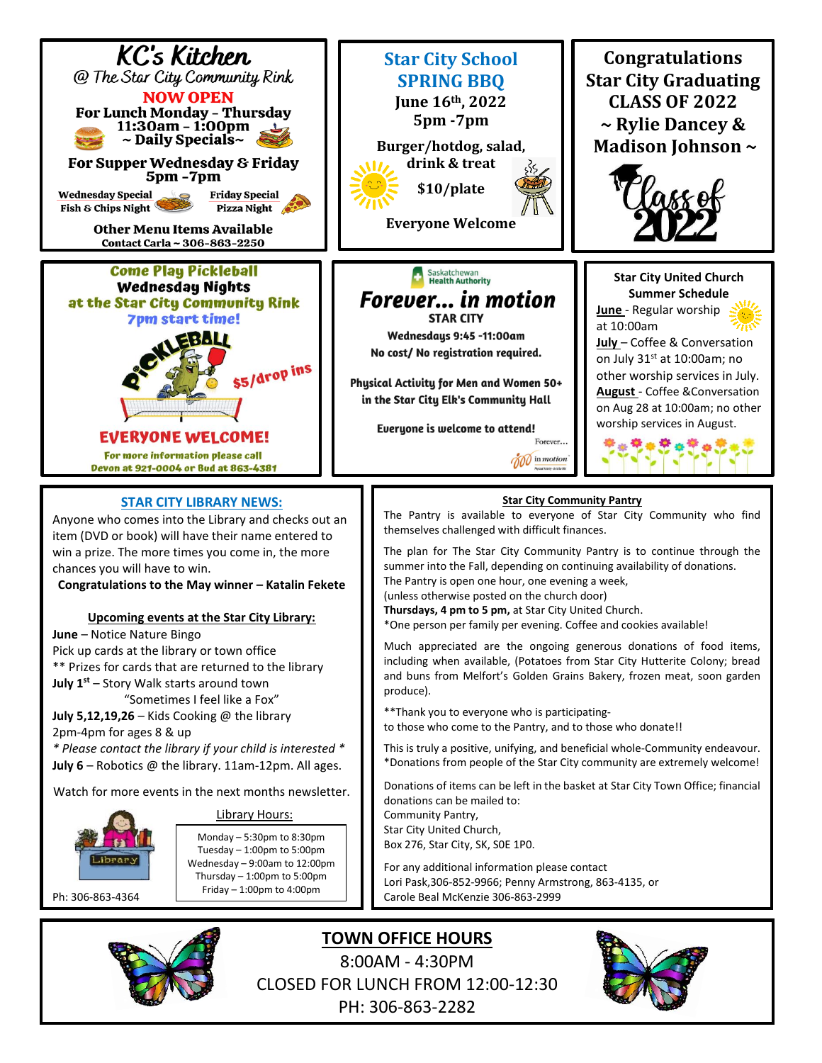## KC's Kitchen

*@ The Star City Community Rink*

**NOW OPEN**

**For Lunch Monday – Thursday**
**11:30am - 1:00pm**
**~ Daily Specials~**

**For Supper Wednesday & Friday**
**5pm -7pm**

**Wednesday Special** – Fish & Chips Night

**Friday Special** – Pizza Night

**Other Menu Items Available**
**Contact Carla ~ 306-863-2250**

---

## Star City School SPRING BBQ

**June 16th, 2022**
**5pm -7pm**

**Burger/hotdog, salad, drink & treat**

**$10/plate**

**Everyone Welcome**

---

## Congratulations Star City Graduating CLASS OF 2022

**~ Rylie Dancey & Madison Johnson ~**

Class of 2022

---

## Come Play Pickleball

**Wednesday Nights**
**at the Star City Community Rink**
**7pm start time!**

PICKLEBALL

$5/drop ins

**EVERYONE WELCOME!**

For more information please call Devon at 921-0004 or Bud at 863-4381

---

Saskatchewan Health Authority

## Forever... in motion

**STAR CITY**

**Wednesdays 9:45 -11:00am**
**No cost/ No registration required.**

**Physical Activity for Men and Women 50+ in the Star City Elk's Community Hall**

**Everyone is welcome to attend!**

---

## Star City United Church Summer Schedule

**June** - Regular worship at 10:00am

**July** – Coffee & Conversation on July 31st at 10:00am; no other worship services in July.

**August** - Coffee &Conversation on Aug 28 at 10:00am; no other worship services in August.

---

## STAR CITY LIBRARY NEWS:

Anyone who comes into the Library and checks out an item (DVD or book) will have their name entered to win a prize. The more times you come in, the more chances you will have to win.

**Congratulations to the May winner – Katalin Fekete**

### Upcoming events at the Star City Library:

**June** – Notice Nature Bingo
Pick up cards at the library or town office
** Prizes for cards that are returned to the library

**July 1st** – Story Walk starts around town
"Sometimes I feel like a Fox"

**July 5,12,19,26** – Kids Cooking @ the library
2pm-4pm for ages 8 & up
*\* Please contact the library if your child is interested \**

**July 6** – Robotics @ the library. 11am-12pm. All ages.

Watch for more events in the next months newsletter.

Library Hours:

Monday – 5:30pm to 8:30pm
Tuesday – 1:00pm to 5:00pm
Wednesday – 9:00am to 12:00pm
Thursday – 1:00pm to 5:00pm
Friday – 1:00pm to 4:00pm

Ph: 306-863-4364

---

## Star City Community Pantry

The Pantry is available to everyone of Star City Community who find themselves challenged with difficult finances.

The plan for The Star City Community Pantry is to continue through the summer into the Fall, depending on continuing availability of donations.
The Pantry is open one hour, one evening a week,
(unless otherwise posted on the church door)
**Thursdays, 4 pm to 5 pm,** at Star City United Church.
*One person per family per evening. Coffee and cookies available!

Much appreciated are the ongoing generous donations of food items, including when available, (Potatoes from Star City Hutterite Colony; bread and buns from Melfort's Golden Grains Bakery, frozen meat, soon garden produce).

**Thank you to everyone who is participating-
to those who come to the Pantry, and to those who donate!!

This is truly a positive, unifying, and beneficial whole-Community endeavour.
*Donations from people of the Star City community are extremely welcome!

Donations of items can be left in the basket at Star City Town Office; financial donations can be mailed to:
Community Pantry,
Star City United Church,
Box 276, Star City, SK, S0E 1P0.

For any additional information please contact
Lori Pask,306-852-9966; Penny Armstrong, 863-4135, or
Carole Beal McKenzie 306-863-2999

---

## TOWN OFFICE HOURS

8:00AM - 4:30PM
CLOSED FOR LUNCH FROM 12:00-12:30
PH: 306-863-2282